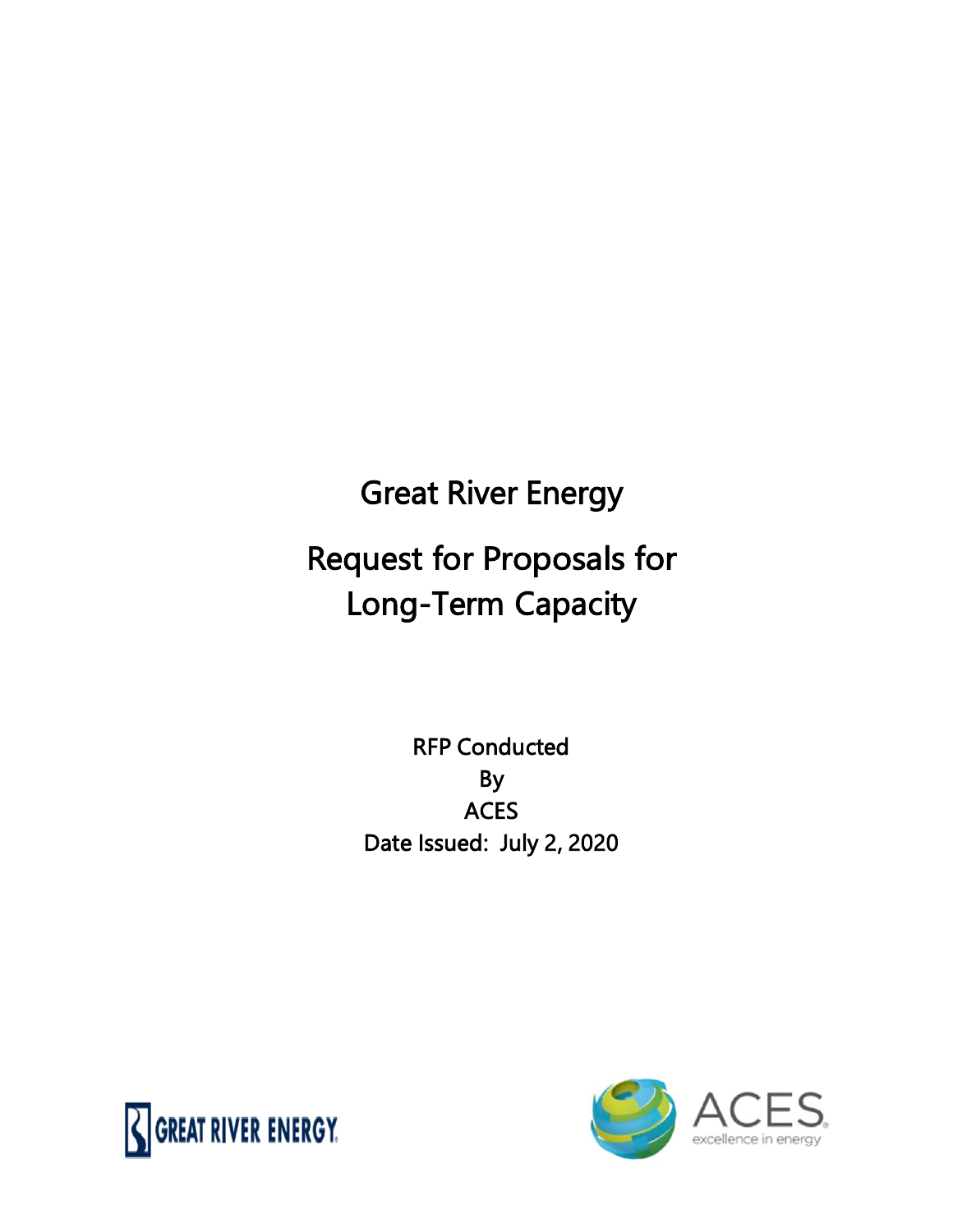# Great River Energy

## Request for Proposals for Long-Term Capacity

RFP Conducted
By
ACES
Date Issued: July 2, 2020

GREAT RIVER ENERGY

ACES
excellence in energy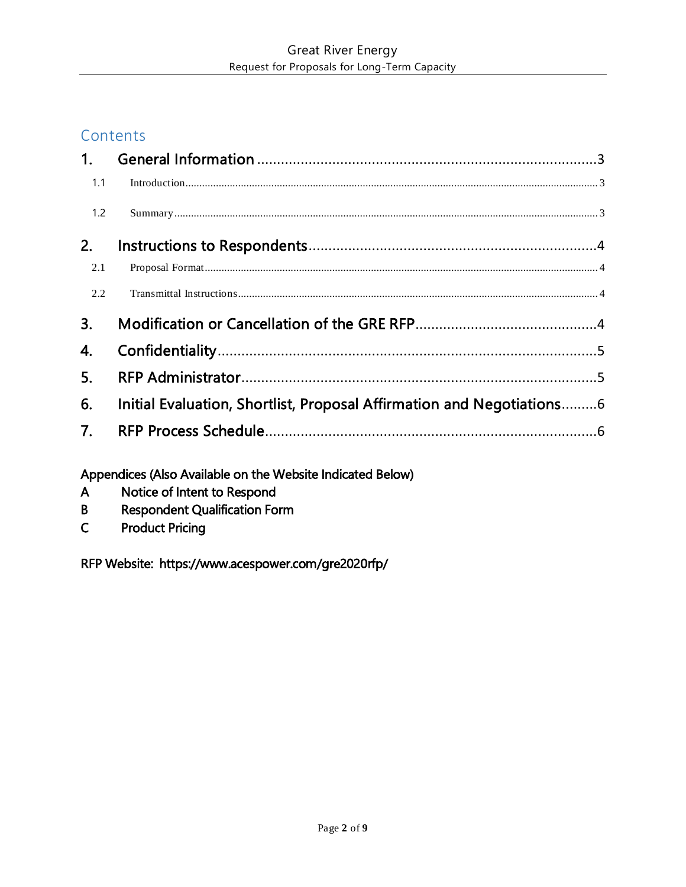## Contents

1. General Information ..... 3
   - 1.1 Introduction ..... 3
   - 1.2 Summary ..... 3
2. Instructions to Respondents ..... 4
   - 2.1 Proposal Format ..... 4
   - 2.2 Transmittal Instructions ..... 4
3. Modification or Cancellation of the GRE RFP ..... 4
4. Confidentiality ..... 5
5. RFP Administrator ..... 5
6. Initial Evaluation, Shortlist, Proposal Affirmation and Negotiations ..... 6
7. RFP Process Schedule ..... 6

**Appendices (Also Available on the Website Indicated Below)**

- A Notice of Intent to Respond
- B Respondent Qualification Form
- C Product Pricing

RFP Website: https://www.acespower.com/gre2020rfp/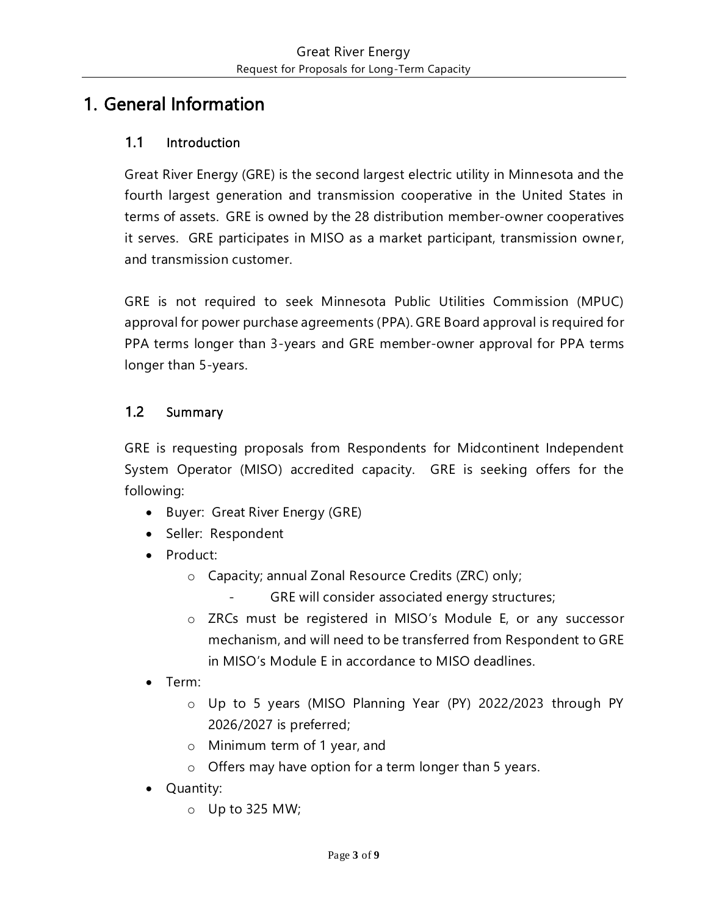# 1. General Information

## 1.1 Introduction

Great River Energy (GRE) is the second largest electric utility in Minnesota and the fourth largest generation and transmission cooperative in the United States in terms of assets. GRE is owned by the 28 distribution member-owner cooperatives it serves. GRE participates in MISO as a market participant, transmission owner, and transmission customer.

GRE is not required to seek Minnesota Public Utilities Commission (MPUC) approval for power purchase agreements (PPA). GRE Board approval is required for PPA terms longer than 3-years and GRE member-owner approval for PPA terms longer than 5-years.

## 1.2 Summary

GRE is requesting proposals from Respondents for Midcontinent Independent System Operator (MISO) accredited capacity. GRE is seeking offers for the following:

- Buyer: Great River Energy (GRE)
- Seller: Respondent
- Product:
  - Capacity; annual Zonal Resource Credits (ZRC) only;
    - GRE will consider associated energy structures;
  - ZRCs must be registered in MISO's Module E, or any successor mechanism, and will need to be transferred from Respondent to GRE in MISO's Module E in accordance to MISO deadlines.
- Term:
  - Up to 5 years (MISO Planning Year (PY) 2022/2023 through PY 2026/2027 is preferred;
  - Minimum term of 1 year, and
  - Offers may have option for a term longer than 5 years.
- Quantity:
  - Up to 325 MW;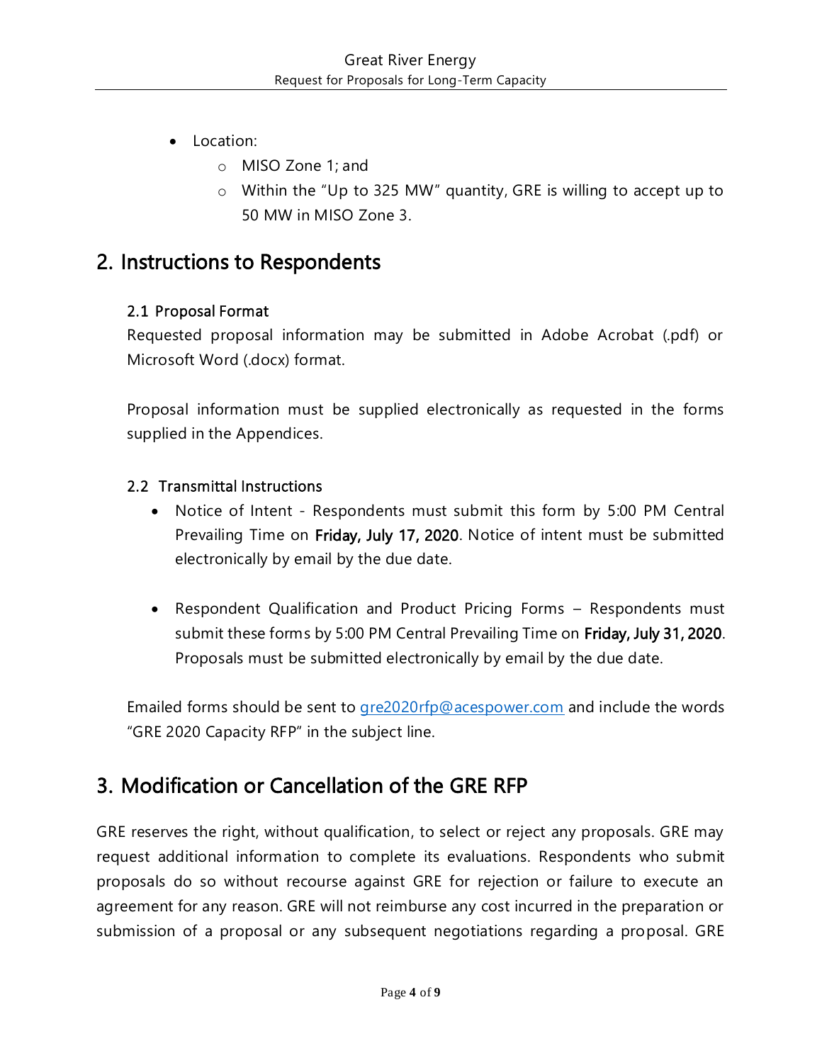- Location:
  - MISO Zone 1; and
  - Within the "Up to 325 MW" quantity, GRE is willing to accept up to 50 MW in MISO Zone 3.

# 2. Instructions to Respondents

## 2.1 Proposal Format

Requested proposal information may be submitted in Adobe Acrobat (.pdf) or Microsoft Word (.docx) format.

Proposal information must be supplied electronically as requested in the forms supplied in the Appendices.

## 2.2 Transmittal Instructions

- Notice of Intent - Respondents must submit this form by 5:00 PM Central Prevailing Time on **Friday, July 17, 2020**. Notice of intent must be submitted electronically by email by the due date.

- Respondent Qualification and Product Pricing Forms – Respondents must submit these forms by 5:00 PM Central Prevailing Time on **Friday, July 31, 2020**. Proposals must be submitted electronically by email by the due date.

Emailed forms should be sent to gre2020rfp@acespower.com and include the words "GRE 2020 Capacity RFP" in the subject line.

# 3. Modification or Cancellation of the GRE RFP

GRE reserves the right, without qualification, to select or reject any proposals. GRE may request additional information to complete its evaluations. Respondents who submit proposals do so without recourse against GRE for rejection or failure to execute an agreement for any reason. GRE will not reimburse any cost incurred in the preparation or submission of a proposal or any subsequent negotiations regarding a proposal. GRE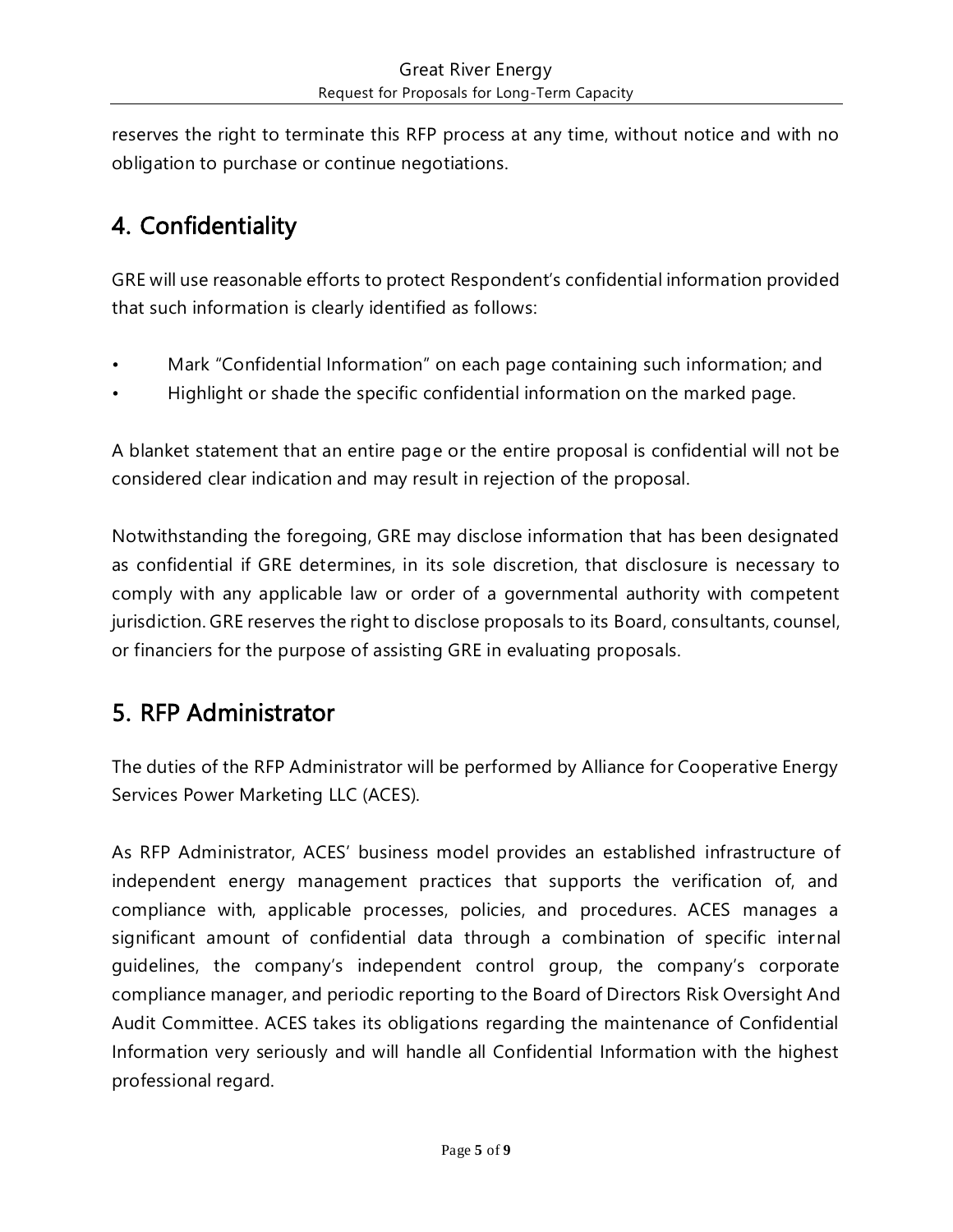reserves the right to terminate this RFP process at any time, without notice and with no obligation to purchase or continue negotiations.

## 4. Confidentiality

GRE will use reasonable efforts to protect Respondent's confidential information provided that such information is clearly identified as follows:

- Mark "Confidential Information" on each page containing such information; and
- Highlight or shade the specific confidential information on the marked page.

A blanket statement that an entire page or the entire proposal is confidential will not be considered clear indication and may result in rejection of the proposal.

Notwithstanding the foregoing, GRE may disclose information that has been designated as confidential if GRE determines, in its sole discretion, that disclosure is necessary to comply with any applicable law or order of a governmental authority with competent jurisdiction. GRE reserves the right to disclose proposals to its Board, consultants, counsel, or financiers for the purpose of assisting GRE in evaluating proposals.

## 5. RFP Administrator

The duties of the RFP Administrator will be performed by Alliance for Cooperative Energy Services Power Marketing LLC (ACES).

As RFP Administrator, ACES' business model provides an established infrastructure of independent energy management practices that supports the verification of, and compliance with, applicable processes, policies, and procedures. ACES manages a significant amount of confidential data through a combination of specific internal guidelines, the company's independent control group, the company's corporate compliance manager, and periodic reporting to the Board of Directors Risk Oversight And Audit Committee. ACES takes its obligations regarding the maintenance of Confidential Information very seriously and will handle all Confidential Information with the highest professional regard.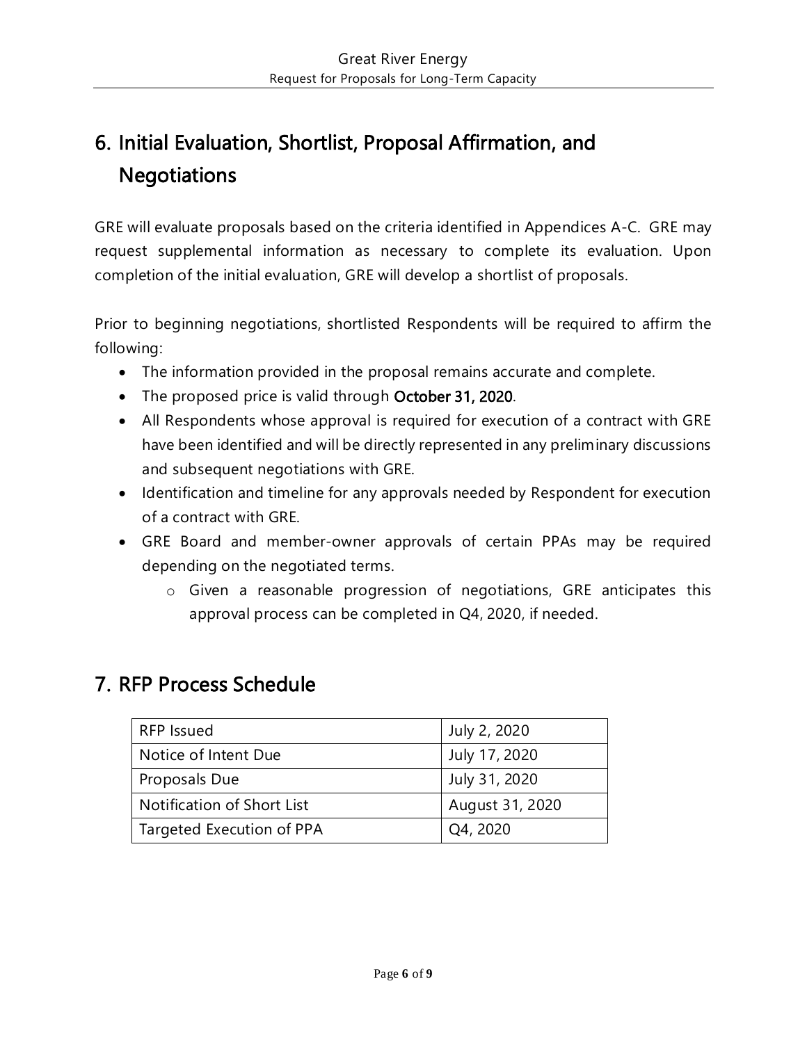## 6. Initial Evaluation, Shortlist, Proposal Affirmation, and Negotiations

GRE will evaluate proposals based on the criteria identified in Appendices A-C. GRE may request supplemental information as necessary to complete its evaluation. Upon completion of the initial evaluation, GRE will develop a shortlist of proposals.

Prior to beginning negotiations, shortlisted Respondents will be required to affirm the following:

- The information provided in the proposal remains accurate and complete.
- The proposed price is valid through **October 31, 2020**.
- All Respondents whose approval is required for execution of a contract with GRE have been identified and will be directly represented in any preliminary discussions and subsequent negotiations with GRE.
- Identification and timeline for any approvals needed by Respondent for execution of a contract with GRE.
- GRE Board and member-owner approvals of certain PPAs may be required depending on the negotiated terms.
    - Given a reasonable progression of negotiations, GRE anticipates this approval process can be completed in Q4, 2020, if needed.

## 7. RFP Process Schedule

| RFP Issued | July 2, 2020 |
|---|---|
| Notice of Intent Due | July 17, 2020 |
| Proposals Due | July 31, 2020 |
| Notification of Short List | August 31, 2020 |
| Targeted Execution of PPA | Q4, 2020 |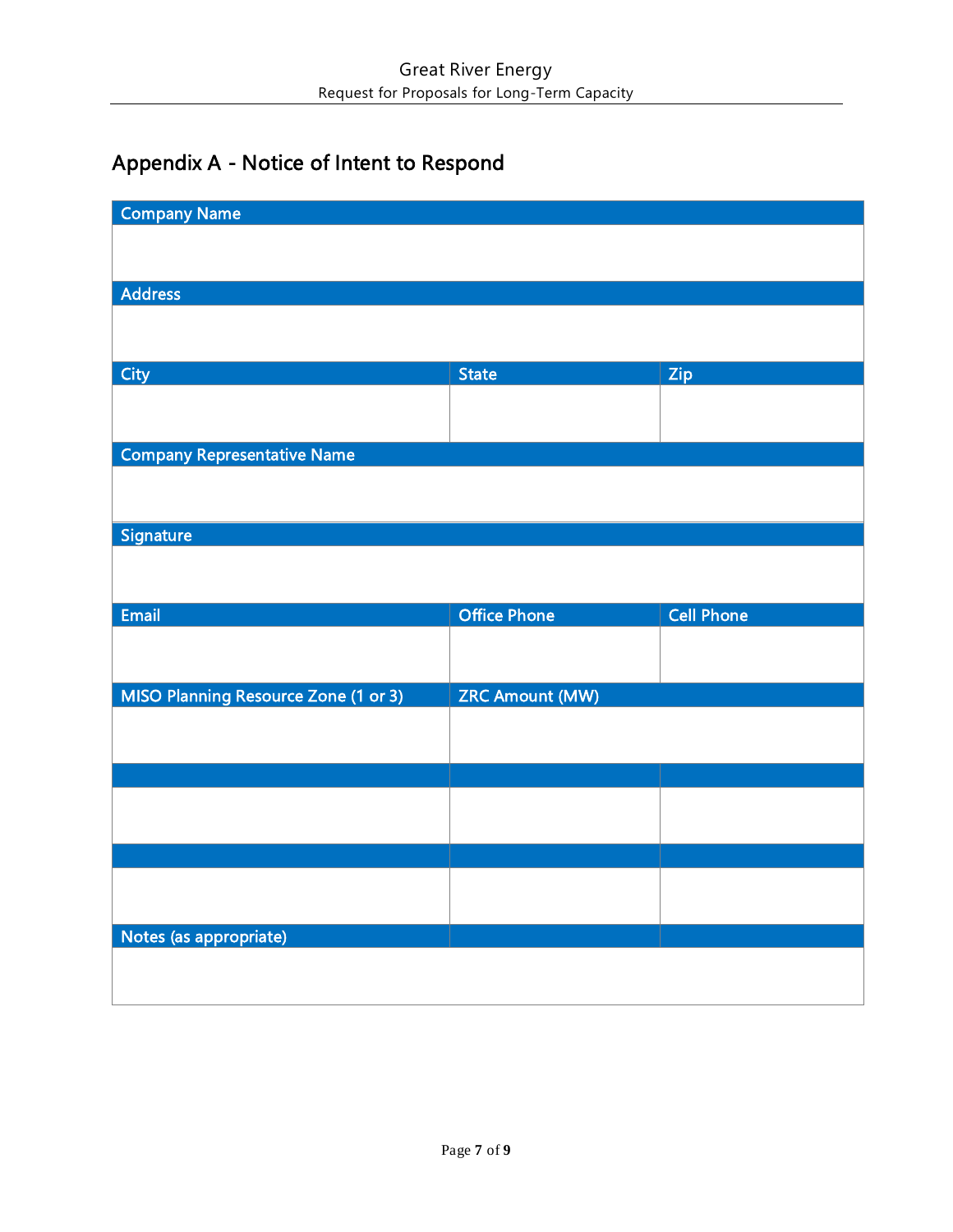## Appendix A - Notice of Intent to Respond

| Company Name | | |
|---|---|---|
| | | |
| **Address** | | |
| | | |
| **City** | **State** | **Zip** |
| | | |
| **Company Representative Name** | | |
| | | |
| **Signature** | | |
| | | |
| **Email** | **Office Phone** | **Cell Phone** |
| | | |
| **MISO Planning Resource Zone (1 or 3)** | **ZRC Amount (MW)** | |
| | | |
| | | |
| | | |
| | | |
| | | |
| **Notes (as appropriate)** | | |
| | | |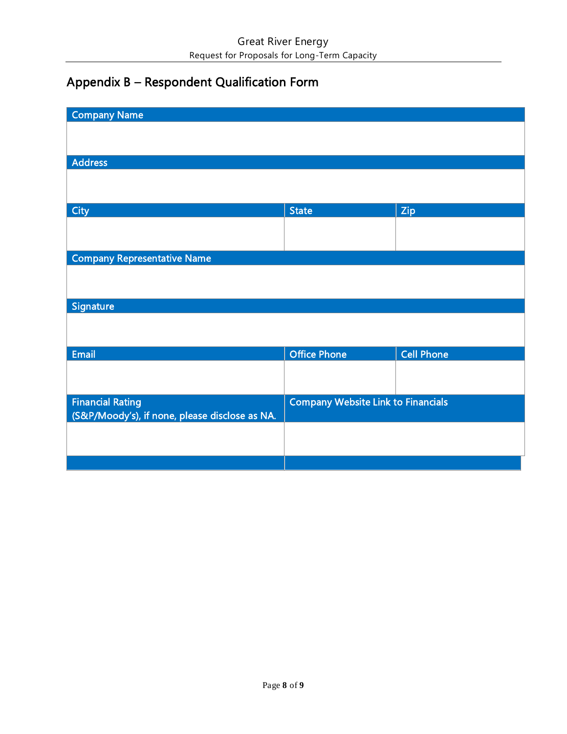## Appendix B – Respondent Qualification Form

| Company Name | | |
|---|---|---|
| | | |
| **Address** | | |
| | | |
| **City** | **State** | **Zip** |
| | | |
| **Company Representative Name** | | |
| | | |
| **Signature** | | |
| | | |
| **Email** | **Office Phone** | **Cell Phone** |
| | | |
| **Financial Rating (S&P/Moody's), if none, please disclose as NA.** | **Company Website Link to Financials** | |
| | | |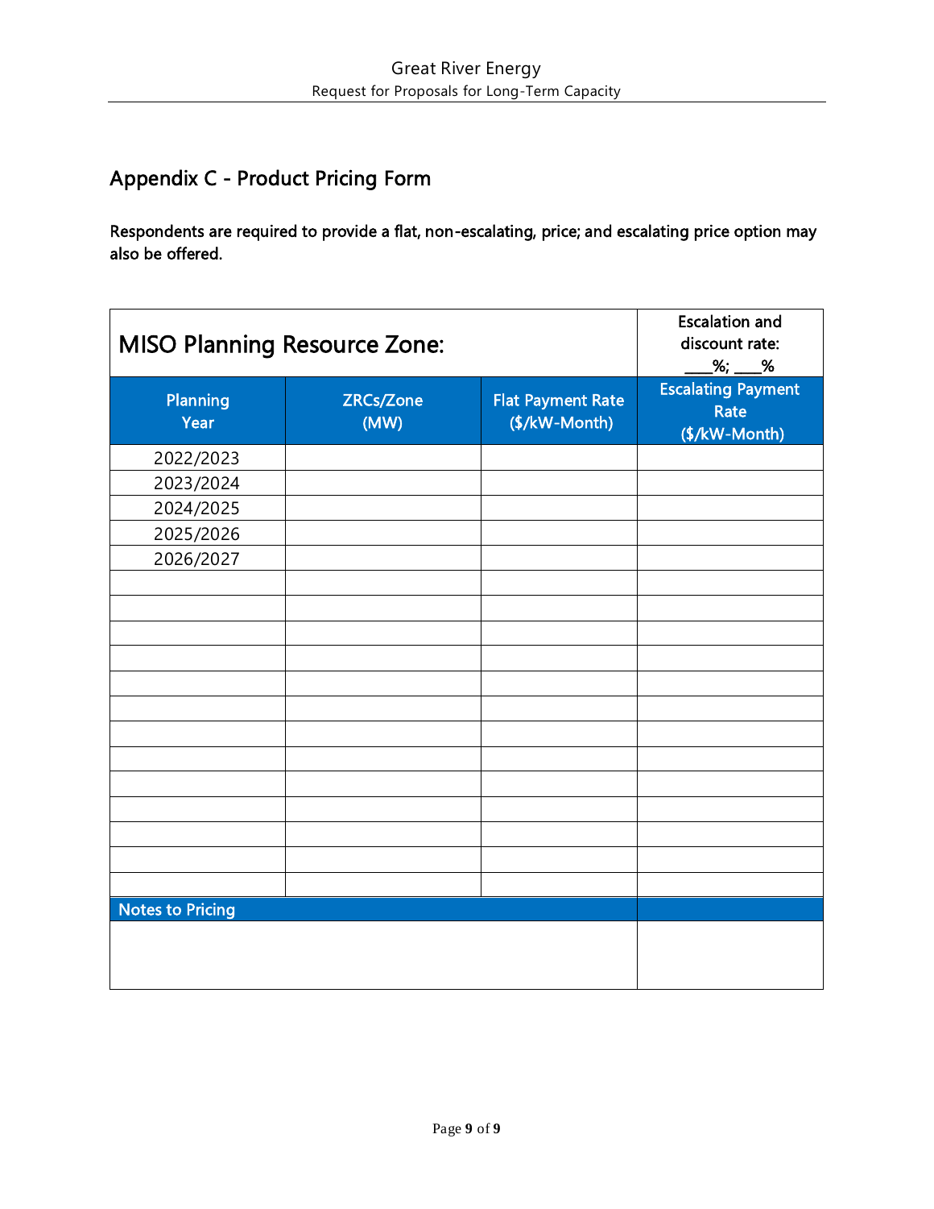## Appendix C - Product Pricing Form

**Respondents are required to provide a flat, non-escalating, price; and escalating price option may also be offered.**

| MISO Planning Resource Zone: | | | Escalation and discount rate: ___%; ___% |
|---|---|---|---|
| **Planning Year** | **ZRCs/Zone (MW)** | **Flat Payment Rate ($/kW-Month)** | **Escalating Payment Rate ($/kW-Month)** |
| 2022/2023 | | | |
| 2023/2024 | | | |
| 2024/2025 | | | |
| 2025/2026 | | | |
| 2026/2027 | | | |
| | | | |
| | | | |
| | | | |
| | | | |
| | | | |
| | | | |
| | | | |
| | | | |
| | | | |
| | | | |
| | | | |
| | | | |
| | | | |
| **Notes to Pricing** | | | |
| | | | |